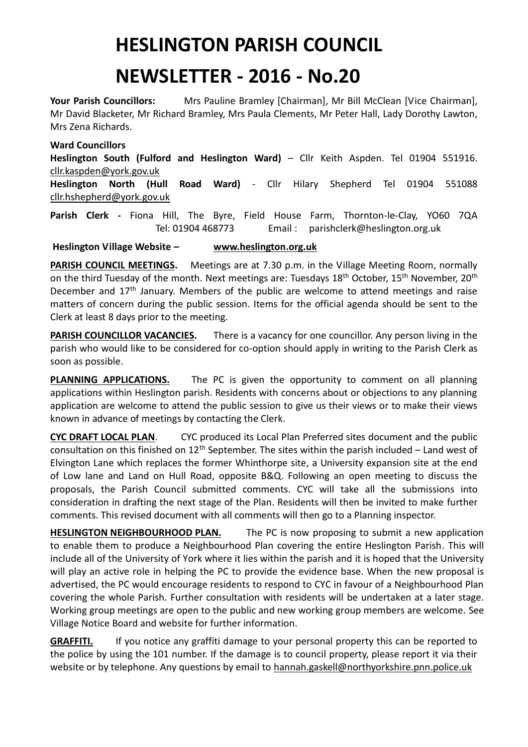# HESLINGTON PARISH COUNCIL

# NEWSLETTER - 2016 - No.20

**Your Parish Councillors:** Mrs Pauline Bramley [Chairman], Mr Bill McClean [Vice Chairman], Mr David Blacketer, Mr Richard Bramley, Mrs Paula Clements, Mr Peter Hall, Lady Dorothy Lawton, Mrs Zena Richards.

**Ward Councillors**

**Heslington South (Fulford and Heslington Ward)** – Cllr Keith Aspden. Tel 01904 551916. cllr.kaspden@york.gov.uk

**Heslington North (Hull Road Ward)** - Cllr Hilary Shepherd Tel 01904 551088 cllr.hshepherd@york.gov.uk

**Parish Clerk -** Fiona Hill, The Byre, Field House Farm, Thornton-le-Clay, YO60 7QA Tel: 01904 468773 Email : parishclerk@heslington.org.uk

**Heslington Village Website – www.heslington.org.uk**

**PARISH COUNCIL MEETINGS.** Meetings are at 7.30 p.m. in the Village Meeting Room, normally on the third Tuesday of the month. Next meetings are: Tuesdays 18th October, 15th November, 20th December and 17th January. Members of the public are welcome to attend meetings and raise matters of concern during the public session. Items for the official agenda should be sent to the Clerk at least 8 days prior to the meeting.

**PARISH COUNCILLOR VACANCIES.** There is a vacancy for one councillor. Any person living in the parish who would like to be considered for co-option should apply in writing to the Parish Clerk as soon as possible.

**PLANNING APPLICATIONS.** The PC is given the opportunity to comment on all planning applications within Heslington parish. Residents with concerns about or objections to any planning application are welcome to attend the public session to give us their views or to make their views known in advance of meetings by contacting the Clerk.

**CYC DRAFT LOCAL PLAN**. CYC produced its Local Plan Preferred sites document and the public consultation on this finished on 12th September. The sites within the parish included – Land west of Elvington Lane which replaces the former Whinthorpe site, a University expansion site at the end of Low lane and Land on Hull Road, opposite B&Q. Following an open meeting to discuss the proposals, the Parish Council submitted comments. CYC will take all the submissions into consideration in drafting the next stage of the Plan. Residents will then be invited to make further comments. This revised document with all comments will then go to a Planning inspector.

**HESLINGTON NEIGHBOURHOOD PLAN.** The PC is now proposing to submit a new application to enable them to produce a Neighbourhood Plan covering the entire Heslington Parish. This will include all of the University of York where it lies within the parish and it is hoped that the University will play an active role in helping the PC to provide the evidence base. When the new proposal is advertised, the PC would encourage residents to respond to CYC in favour of a Neighbourhood Plan covering the whole Parish. Further consultation with residents will be undertaken at a later stage. Working group meetings are open to the public and new working group members are welcome. See Village Notice Board and website for further information.

**GRAFFITI.** If you notice any graffiti damage to your personal property this can be reported to the police by using the 101 number. If the damage is to council property, please report it via their website or by telephone. Any questions by email to hannah.gaskell@northyorkshire.pnn.police.uk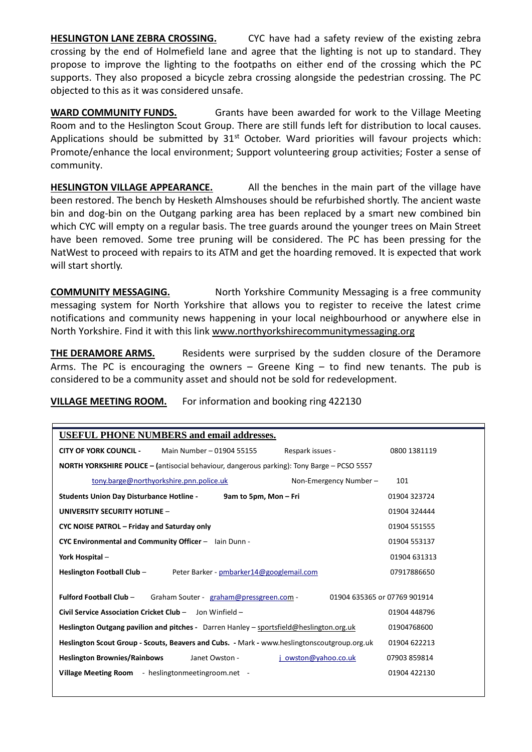**HESLINGTON LANE ZEBRA CROSSING.** CYC have had a safety review of the existing zebra crossing by the end of Holmefield lane and agree that the lighting is not up to standard. They propose to improve the lighting to the footpaths on either end of the crossing which the PC supports. They also proposed a bicycle zebra crossing alongside the pedestrian crossing. The PC objected to this as it was considered unsafe.

**WARD COMMUNITY FUNDS.** Grants have been awarded for work to the Village Meeting Room and to the Heslington Scout Group. There are still funds left for distribution to local causes. Applications should be submitted by 31st October. Ward priorities will favour projects which: Promote/enhance the local environment; Support volunteering group activities; Foster a sense of community.

**HESLINGTON VILLAGE APPEARANCE.** All the benches in the main part of the village have been restored. The bench by Hesketh Almshouses should be refurbished shortly. The ancient waste bin and dog-bin on the Outgang parking area has been replaced by a smart new combined bin which CYC will empty on a regular basis. The tree guards around the younger trees on Main Street have been removed. Some tree pruning will be considered. The PC has been pressing for the NatWest to proceed with repairs to its ATM and get the hoarding removed. It is expected that work will start shortly.

**COMMUNITY MESSAGING.** North Yorkshire Community Messaging is a free community messaging system for North Yorkshire that allows you to register to receive the latest crime notifications and community news happening in your local neighbourhood or anywhere else in North Yorkshire. Find it with this link www.northyorkshirecommunitymessaging.org

**THE DERAMORE ARMS.** Residents were surprised by the sudden closure of the Deramore Arms. The PC is encouraging the owners – Greene King – to find new tenants. The pub is considered to be a community asset and should not be sold for redevelopment.

**VILLAGE MEETING ROOM.** For information and booking ring 422130

## USEFUL PHONE NUMBERS and email addresses.

| | |
|---|---|
| **CITY OF YORK COUNCIL -** Main Number – 01904 55155 Respark issues - | 0800 1381119 |
| **NORTH YORKSHIRE POLICE – (**antisocial behaviour, dangerous parking): Tony Barge – PCSO 5557 | |
| tony.barge@northyorkshire.pnn.police.uk Non-Emergency Number – | 101 |
| **Students Union Day Disturbance Hotline - 9am to 5pm, Mon – Fri** | 01904 323724 |
| **UNIVERSITY SECURITY HOTLINE** – | 01904 324444 |
| **CYC NOISE PATROL – Friday and Saturday only** | 01904 551555 |
| **CYC Environmental and Community Officer** – Iain Dunn - | 01904 553137 |
| **York Hospital** – | 01904 631313 |
| **Heslington Football Club** – Peter Barker - pmbarker14@googlemail.com | 07917886650 |
| **Fulford Football Club** – Graham Souter - graham@pressgreen.com - | 01904 635365 or 07769 901914 |
| **Civil Service Association Cricket Club** – Jon Winfield – | 01904 448796 |
| **Heslington Outgang pavilion and pitches -** Darren Hanley – sportsfield@heslington.org.uk | 01904768600 |
| **Heslington Scout Group - Scouts, Beavers and Cubs. -** Mark - www.heslingtonscoutgroup.org.uk | 01904 622213 |
| **Heslington Brownies/Rainbows** Janet Owston - j_owston@yahoo.co.uk | 07903 859814 |
| **Village Meeting Room** - heslingtonmeetingroom.net - | 01904 422130 |